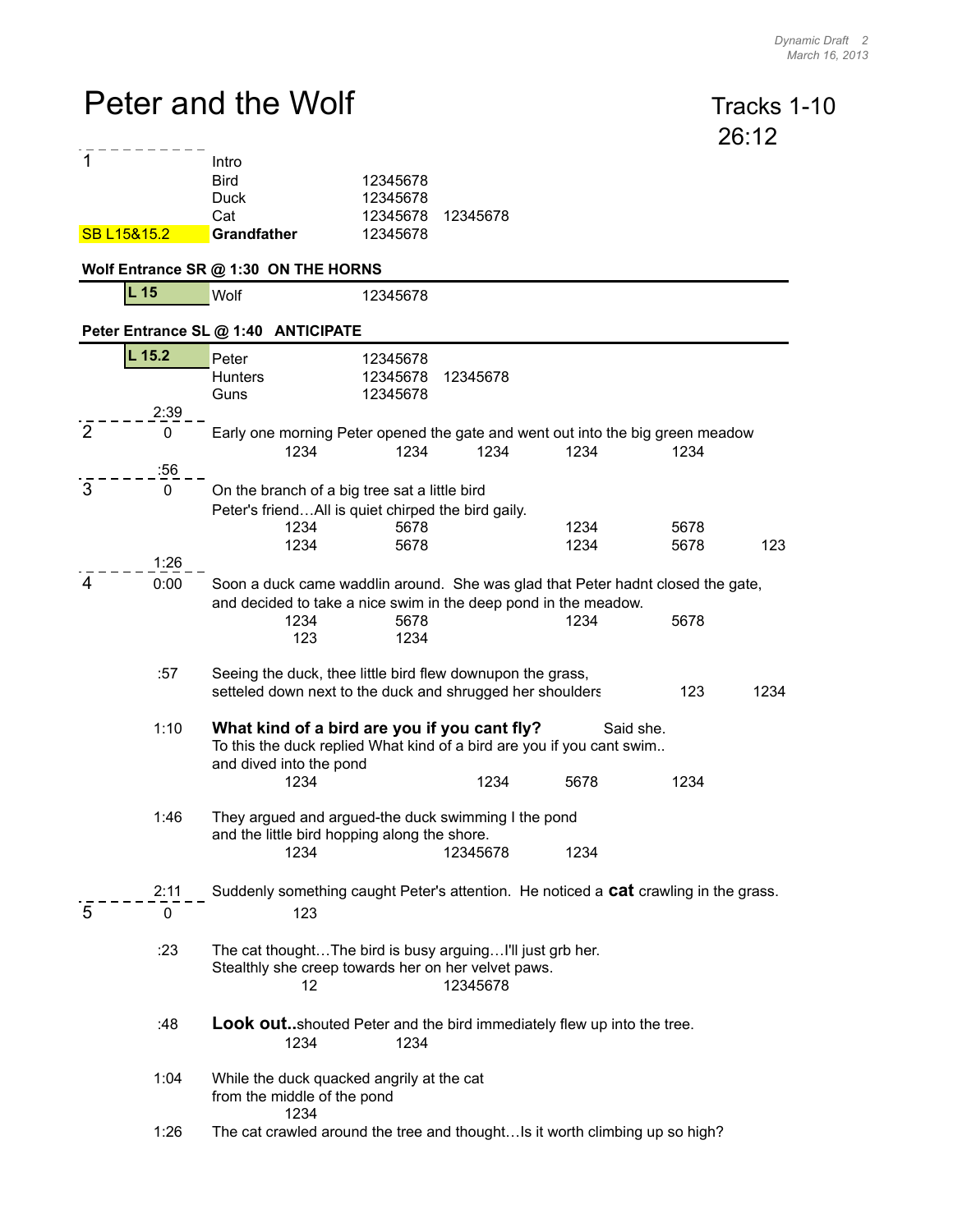*Dynamic Draft 2*
*March 16, 2013*

# Peter and the Wolf

Tracks 1-10
26:12

**1**

| | | | | |
|---|---|---|---|---|
| | Intro | | | |
| | Bird | 12345678 | | |
| | Duck | 12345678 | | |
| | Cat | 12345678 | 12345678 | |
| SB L15&15.2 | **Grandfather** | 12345678 | | |

**Wolf Entrance SR @ 1:30 ON THE HORNS**

| | | | |
|---|---|---|---|
| L 15 | Wolf | 12345678 | |

**Peter Entrance SL @ 1:40 ANTICIPATE**

| | | | |
|---|---|---|---|
| L 15.2 | Peter | 12345678 | |
| | Hunters | 12345678 | 12345678 |
| | Guns | 12345678 | |

2:39

**2** — 0

Early one morning Peter opened the gate and went out into the big green meadow

1234 1234 1234 1234 1234

:56

**3** — 0

On the branch of a big tree sat a little bird
Peter's friend…All is quiet chirped the bird gaily.

1234 5678 1234 5678
1234 5678 1234 5678 123

1:26

**4** — 0:00

Soon a duck came waddlin around. She was glad that Peter hadnt closed the gate, and decided to take a nice swim in the deep pond in the meadow.

1234 5678 1234 5678
123 1234

:57 — Seeing the duck, thee little bird flew downupon the grass, setteled down next to the duck and shrugged her shoulders 123 1234

1:10 — **What kind of a bird are you if you cant fly?** Said she.
To this the duck replied What kind of a bird are you if you cant swim.. and dived into the pond

1234 1234 5678 1234

1:46 — They argued and argued-the duck swimming I the pond and the little bird hopping along the shore.

1234 12345678 1234

2:11 — Suddenly something caught Peter's attention. He noticed a **cat** crawling in the grass.

**5** — 0

123

:23 — The cat thought…The bird is busy arguing…I'll just grb her.
Stealthly she creep towards her on her velvet paws.

12 12345678

:48 — **Look out..** shouted Peter and the bird immediately flew up into the tree.

1234 1234

1:04 — While the duck quacked angrily at the cat from the middle of the pond

1234

1:26 — The cat crawled around the tree and thought…Is it worth climbing up so high?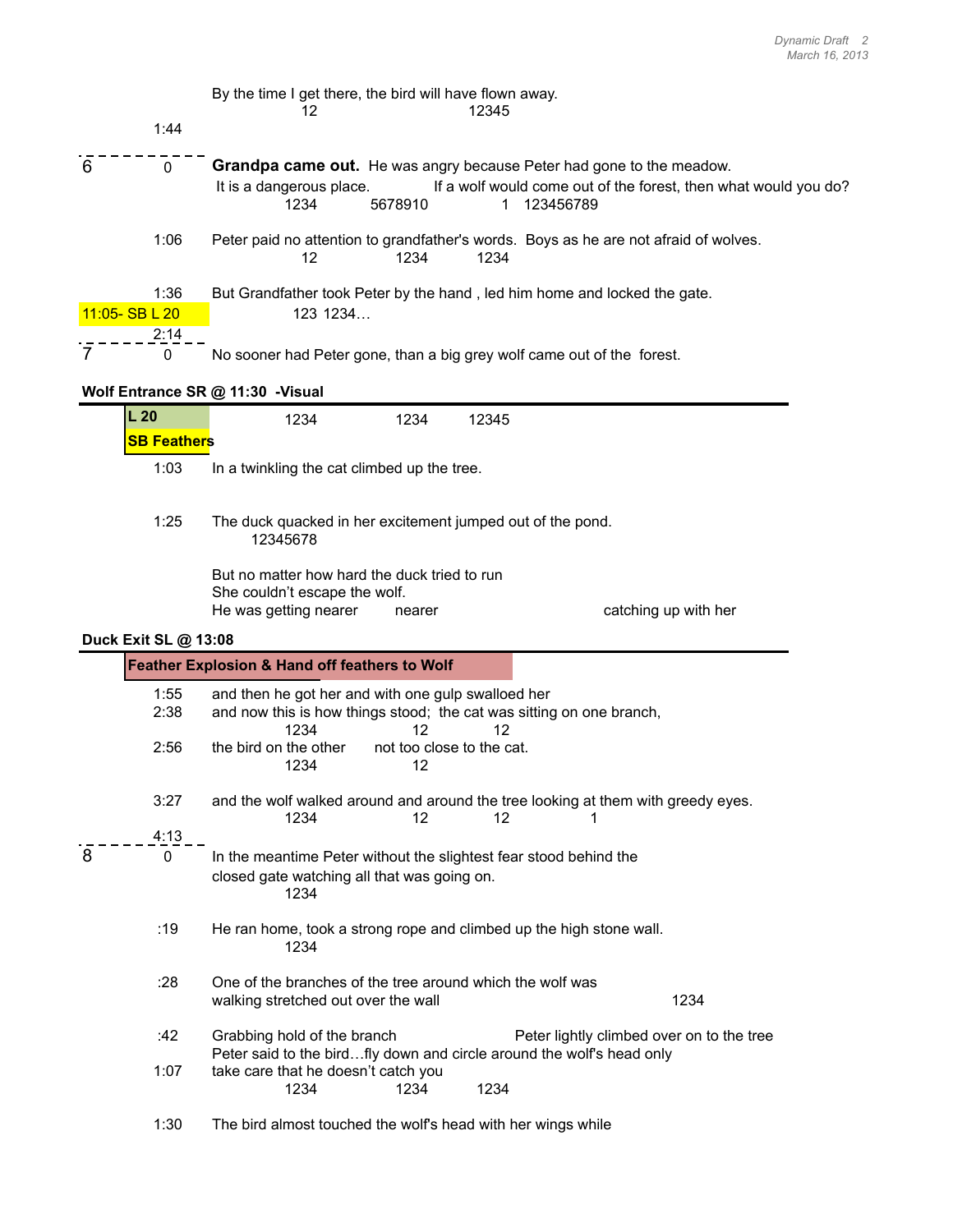By the time I get there, the bird will have flown away.
12 12345

1:44

- - - - - - - - - -

6 0 **Grandpa came out.** He was angry because Peter had gone to the meadow.
It is a dangerous place. If a wolf would come out of the forest, then what would you do?
1234 5678910 1 123456789

1:06 Peter paid no attention to grandfather's words. Boys as he are not afraid of wolves.
12 1234 1234

1:36 But Grandfather took Peter by the hand , led him home and locked the gate.
11:05- SB L 20 123 1234…

2:14

- - - - - - - - - -

7 0 No sooner had Peter gone, than a big grey wolf came out of the forest.

**Wolf Entrance SR @ 11:30 -Visual**

**L 20**
**SB Feathers** 1234 1234 12345

1:03 In a twinkling the cat climbed up the tree.

1:25 The duck quacked in her excitement jumped out of the pond.
12345678

But no matter how hard the duck tried to run
She couldn't escape the wolf.
He was getting nearer nearer catching up with her

**Duck Exit SL @ 13:08**

**Feather Explosion & Hand off feathers to Wolf**

1:55 and then he got her and with one gulp swallowed her
2:38 and now this is how things stood; the cat was sitting on one branch,
1234 12 12
2:56 the bird on the other not too close to the cat.
1234 12

3:27 and the wolf walked around and around the tree looking at them with greedy eyes.
1234 12 12 1

4:13

- - - - - - - - - -

8 0 In the meantime Peter without the slightest fear stood behind the
closed gate watching all that was going on.
1234

:19 He ran home, took a strong rope and climbed up the high stone wall.
1234

:28 One of the branches of the tree around which the wolf was
walking stretched out over the wall 1234

:42 Grabbing hold of the branch Peter lightly climbed over on to the tree
Peter said to the bird…fly down and circle around the wolf's head only
1:07 take care that he doesn't catch you
1234 1234 1234

1:30 The bird almost touched the wolf's head with her wings while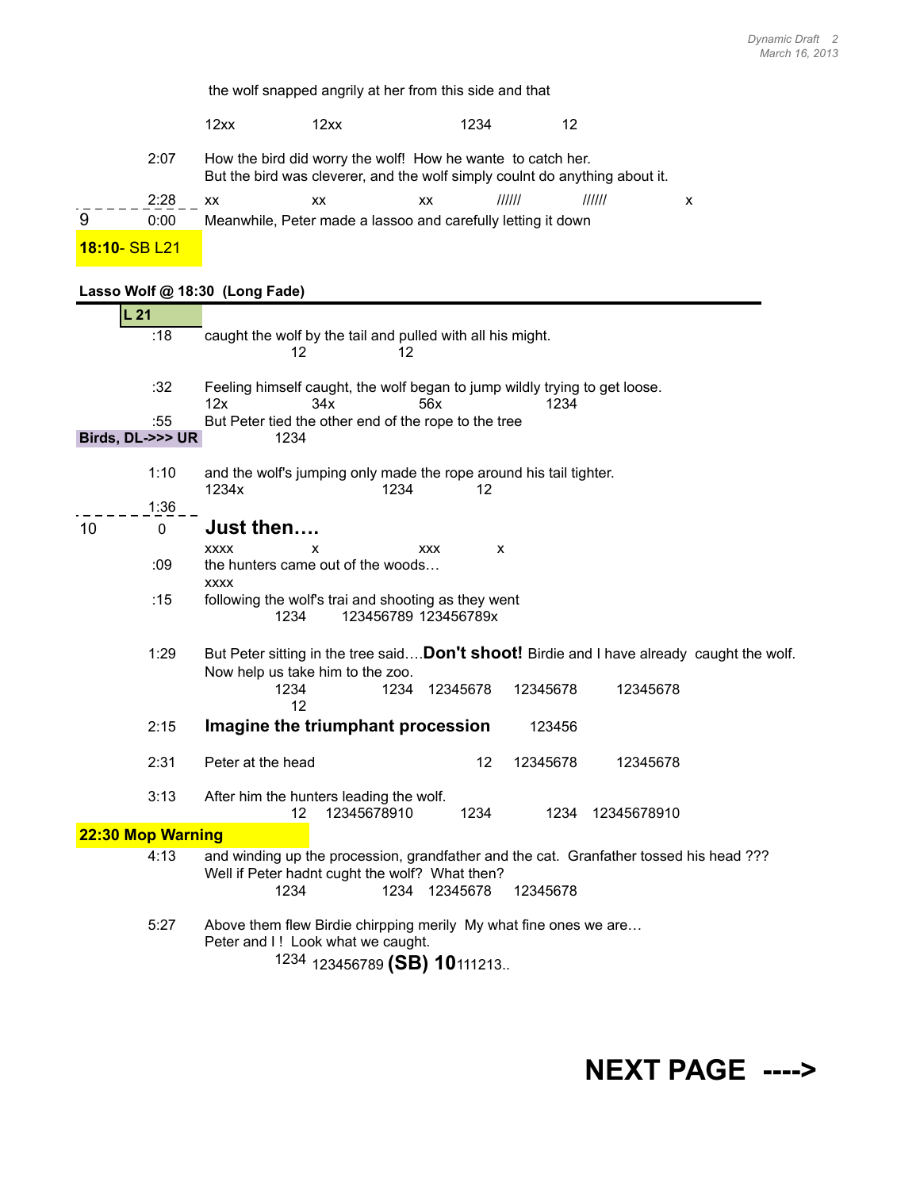the wolf snapped angrily at her from this side and that

12xx 12xx 1234 12

2:07 How the bird did worry the wolf! How he wante to catch her.
But the bird was cleverer, and the wolf simply coulnt do anything about it.

2:28 xx xx xx ////// ////// x

9 0:00 Meanwhile, Peter made a lassoo and carefully letting it down

**18:10**- SB L21

**Lasso Wolf @ 18:30 (Long Fade)**

**L 21**

:18 caught the wolf by the tail and pulled with all his might.
12 12

:32 Feeling himself caught, the wolf began to jump wildly trying to get loose.
12x 34x 56x 1234

:55 But Peter tied the other end of the rope to the tree

**Birds, DL->>> UR** 1234

1:10 and the wolf's jumping only made the rope around his tail tighter.
1234x 1234 12

1:36

10 0 **Just then….**
xxxx x xxx x

:09 the hunters came out of the woods…
xxxx

:15 following the wolf's trai and shooting as they went
1234 123456789 123456789x

1:29 But Peter sitting in the tree said….**Don't shoot!** Birdie and I have already caught the wolf.
Now help us take him to the zoo.
1234 1234 12345678 12345678 12345678
12

2:15 **Imagine the triumphant procession** 123456

2:31 Peter at the head 12 12345678 12345678

3:13 After him the hunters leading the wolf.
12 12345678910 1234 1234 12345678910

**22:30 Mop Warning**

4:13 and winding up the procession, grandfather and the cat. Granfather tossed his head ???
Well if Peter hadnt cught the wolf? What then?
1234 1234 12345678 12345678

5:27 Above them flew Birdie chirpping merily My what fine ones we are…
Peter and I ! Look what we caught.
1234 123456789 **(SB) 10**111213..

**NEXT PAGE ---->**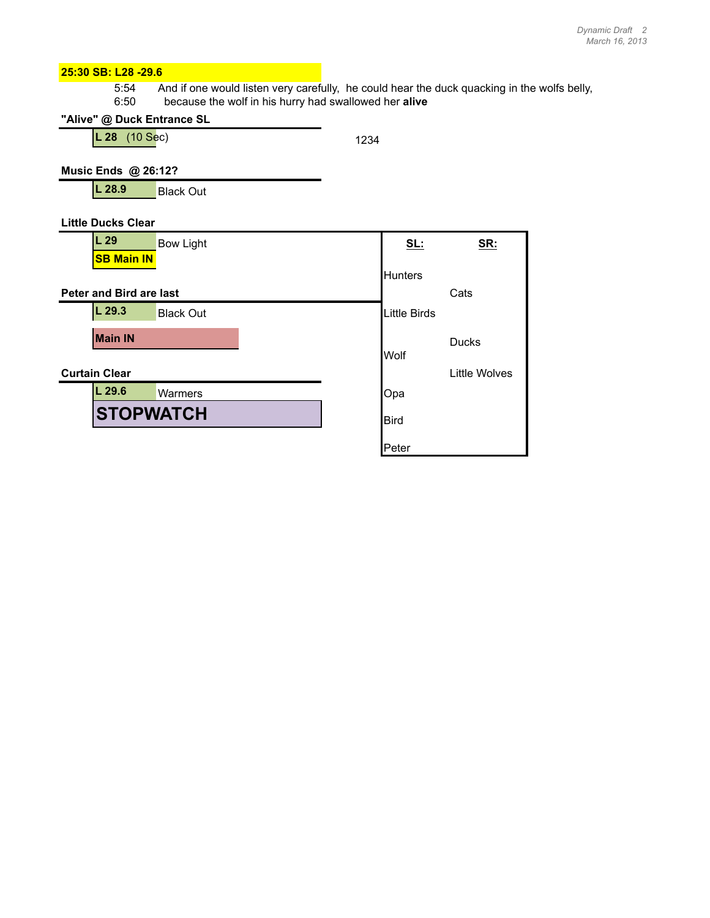**25:30 SB: L28 -29.6**

5:54 And if one would listen very carefully, he could hear the duck quacking in the wolfs belly,
6:50 because the wolf in his hurry had swallowed her **alive**

**"Alive" @ Duck Entrance SL**

**L 28** (10 Sec)

1234

**Music Ends @ 26:12?**

**L 28.9** Black Out

**Little Ducks Clear**

**L 29** Bow Light

**SB Main IN**

**Peter and Bird are last**

**L 29.3** Black Out

**Main IN**

**Curtain Clear**

**L 29.6** Warmers

**STOPWATCH**

| SL: | SR: |
|---|---|
| Hunters | |
| | Cats |
| Little Birds | |
| | Ducks |
| Wolf | |
| | Little Wolves |
| Opa | |
| Bird | |
| Peter | |